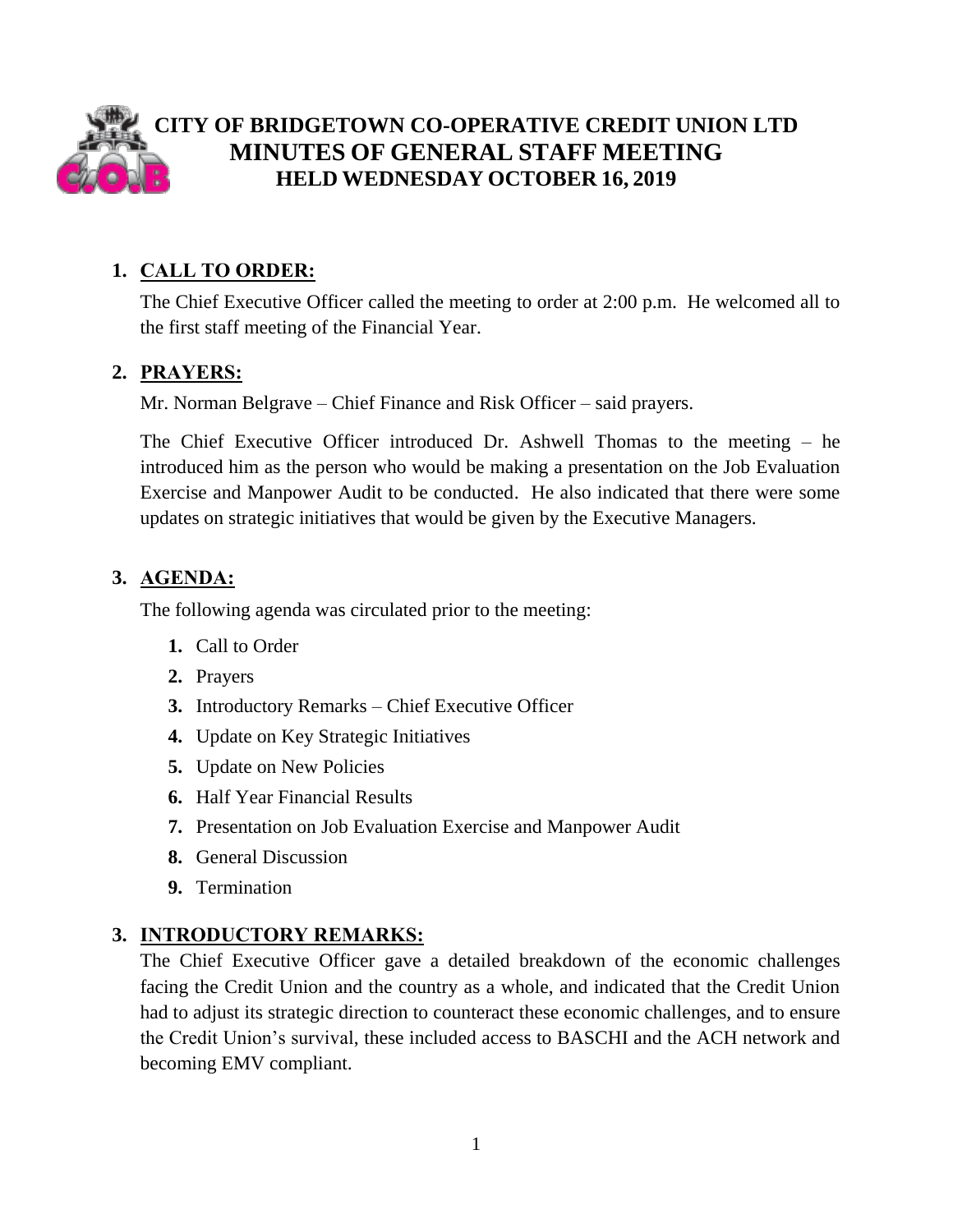# CITY OF BRIDGETOWN CO-OPERATIVE CREDIT UNION LTD
## MINUTES OF GENERAL STAFF MEETING
### HELD WEDNESDAY OCTOBER 16, 2019

1. **CALL TO ORDER:**

   The Chief Executive Officer called the meeting to order at 2:00 p.m. He welcomed all to the first staff meeting of the Financial Year.

2. **PRAYERS:**

   Mr. Norman Belgrave – Chief Finance and Risk Officer – said prayers.

   The Chief Executive Officer introduced Dr. Ashwell Thomas to the meeting – he introduced him as the person who would be making a presentation on the Job Evaluation Exercise and Manpower Audit to be conducted. He also indicated that there were some updates on strategic initiatives that would be given by the Executive Managers.

3. **AGENDA:**

   The following agenda was circulated prior to the meeting:

   1. Call to Order
   2. Prayers
   3. Introductory Remarks – Chief Executive Officer
   4. Update on Key Strategic Initiatives
   5. Update on New Policies
   6. Half Year Financial Results
   7. Presentation on Job Evaluation Exercise and Manpower Audit
   8. General Discussion
   9. Termination

3. **INTRODUCTORY REMARKS:**

   The Chief Executive Officer gave a detailed breakdown of the economic challenges facing the Credit Union and the country as a whole, and indicated that the Credit Union had to adjust its strategic direction to counteract these economic challenges, and to ensure the Credit Union's survival, these included access to BASCHI and the ACH network and becoming EMV compliant.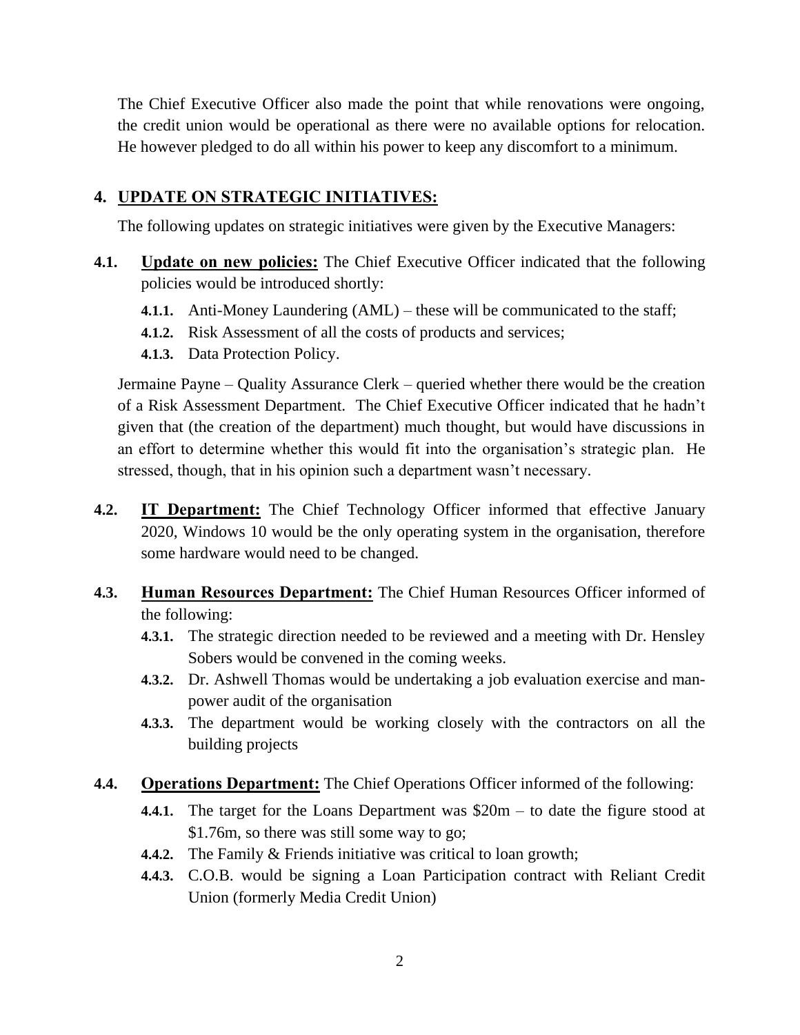The Chief Executive Officer also made the point that while renovations were ongoing, the credit union would be operational as there were no available options for relocation. He however pledged to do all within his power to keep any discomfort to a minimum.

## 4. UPDATE ON STRATEGIC INITIATIVES:

The following updates on strategic initiatives were given by the Executive Managers:

**4.1. Update on new policies:** The Chief Executive Officer indicated that the following policies would be introduced shortly:

- **4.1.1.** Anti-Money Laundering (AML) – these will be communicated to the staff;
- **4.1.2.** Risk Assessment of all the costs of products and services;
- **4.1.3.** Data Protection Policy.

Jermaine Payne – Quality Assurance Clerk – queried whether there would be the creation of a Risk Assessment Department. The Chief Executive Officer indicated that he hadn't given that (the creation of the department) much thought, but would have discussions in an effort to determine whether this would fit into the organisation's strategic plan. He stressed, though, that in his opinion such a department wasn't necessary.

**4.2. IT Department:** The Chief Technology Officer informed that effective January 2020, Windows 10 would be the only operating system in the organisation, therefore some hardware would need to be changed.

**4.3. Human Resources Department:** The Chief Human Resources Officer informed of the following:

- **4.3.1.** The strategic direction needed to be reviewed and a meeting with Dr. Hensley Sobers would be convened in the coming weeks.
- **4.3.2.** Dr. Ashwell Thomas would be undertaking a job evaluation exercise and man-power audit of the organisation
- **4.3.3.** The department would be working closely with the contractors on all the building projects

**4.4. Operations Department:** The Chief Operations Officer informed of the following:

- **4.4.1.** The target for the Loans Department was $20m – to date the figure stood at $1.76m, so there was still some way to go;
- **4.4.2.** The Family & Friends initiative was critical to loan growth;
- **4.4.3.** C.O.B. would be signing a Loan Participation contract with Reliant Credit Union (formerly Media Credit Union)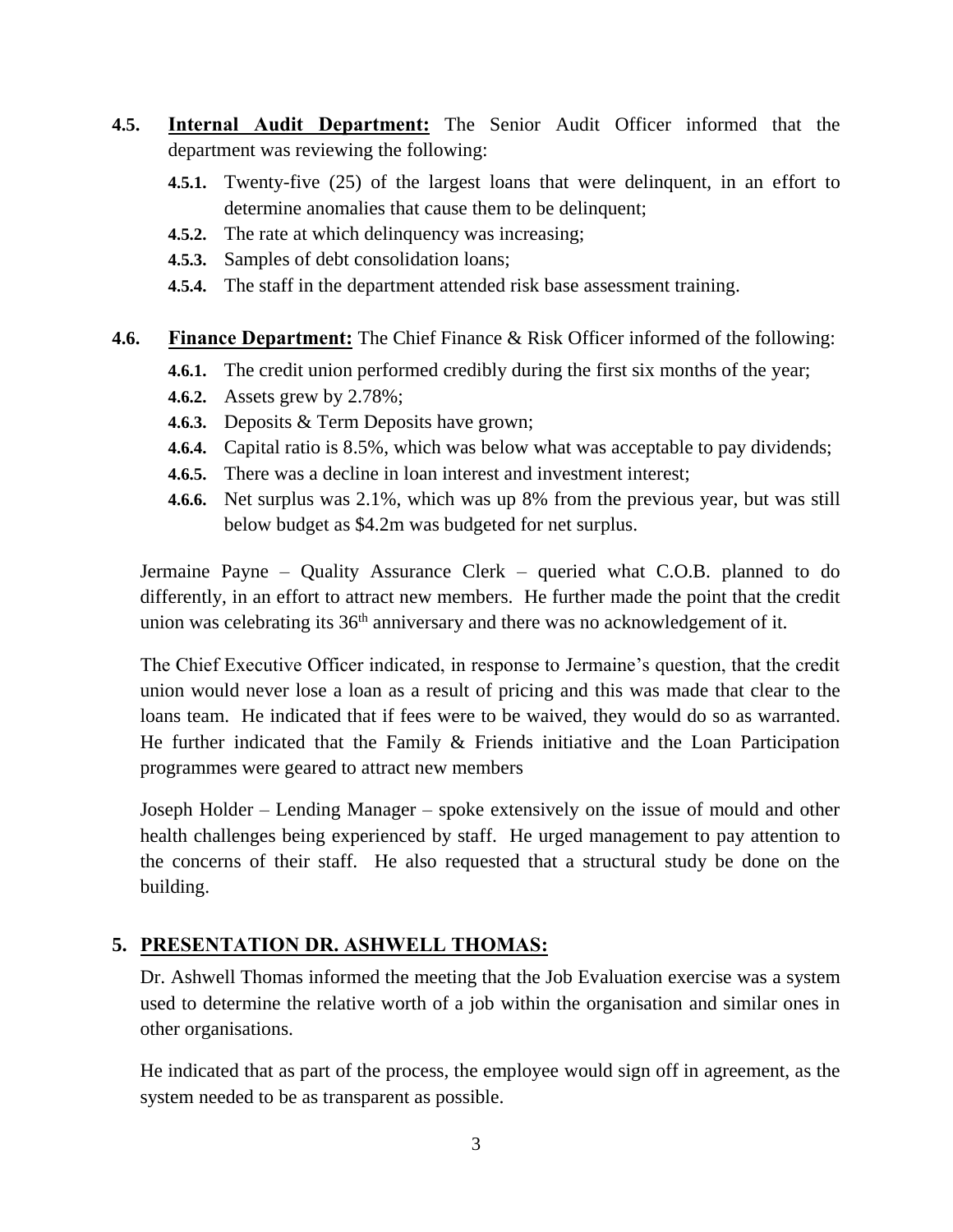**4.5. Internal Audit Department:** The Senior Audit Officer informed that the department was reviewing the following:

- **4.5.1.** Twenty-five (25) of the largest loans that were delinquent, in an effort to determine anomalies that cause them to be delinquent;
- **4.5.2.** The rate at which delinquency was increasing;
- **4.5.3.** Samples of debt consolidation loans;
- **4.5.4.** The staff in the department attended risk base assessment training.

**4.6. Finance Department:** The Chief Finance & Risk Officer informed of the following:

- **4.6.1.** The credit union performed credibly during the first six months of the year;
- **4.6.2.** Assets grew by 2.78%;
- **4.6.3.** Deposits & Term Deposits have grown;
- **4.6.4.** Capital ratio is 8.5%, which was below what was acceptable to pay dividends;
- **4.6.5.** There was a decline in loan interest and investment interest;
- **4.6.6.** Net surplus was 2.1%, which was up 8% from the previous year, but was still below budget as $4.2m was budgeted for net surplus.

Jermaine Payne – Quality Assurance Clerk – queried what C.O.B. planned to do differently, in an effort to attract new members. He further made the point that the credit union was celebrating its 36th anniversary and there was no acknowledgement of it.

The Chief Executive Officer indicated, in response to Jermaine's question, that the credit union would never lose a loan as a result of pricing and this was made that clear to the loans team. He indicated that if fees were to be waived, they would do so as warranted. He further indicated that the Family & Friends initiative and the Loan Participation programmes were geared to attract new members

Joseph Holder – Lending Manager – spoke extensively on the issue of mould and other health challenges being experienced by staff. He urged management to pay attention to the concerns of their staff. He also requested that a structural study be done on the building.

## 5. PRESENTATION DR. ASHWELL THOMAS:

Dr. Ashwell Thomas informed the meeting that the Job Evaluation exercise was a system used to determine the relative worth of a job within the organisation and similar ones in other organisations.

He indicated that as part of the process, the employee would sign off in agreement, as the system needed to be as transparent as possible.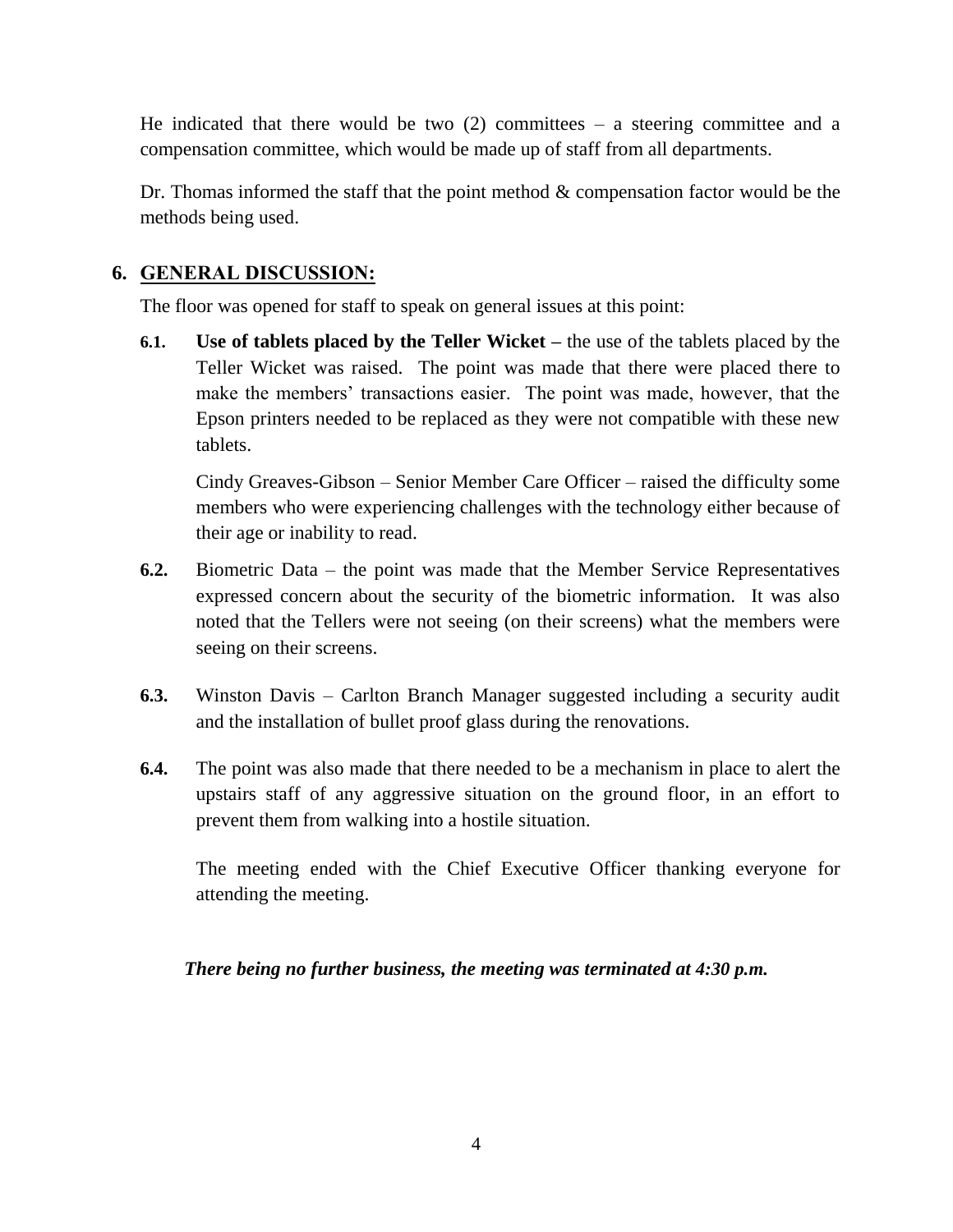He indicated that there would be two (2) committees – a steering committee and a compensation committee, which would be made up of staff from all departments.

Dr. Thomas informed the staff that the point method & compensation factor would be the methods being used.

## 6. GENERAL DISCUSSION:

The floor was opened for staff to speak on general issues at this point:

**6.1.** **Use of tablets placed by the Teller Wicket –** the use of the tablets placed by the Teller Wicket was raised. The point was made that there were placed there to make the members' transactions easier. The point was made, however, that the Epson printers needed to be replaced as they were not compatible with these new tablets.

Cindy Greaves-Gibson – Senior Member Care Officer – raised the difficulty some members who were experiencing challenges with the technology either because of their age or inability to read.

**6.2.** Biometric Data – the point was made that the Member Service Representatives expressed concern about the security of the biometric information. It was also noted that the Tellers were not seeing (on their screens) what the members were seeing on their screens.

**6.3.** Winston Davis – Carlton Branch Manager suggested including a security audit and the installation of bullet proof glass during the renovations.

**6.4.** The point was also made that there needed to be a mechanism in place to alert the upstairs staff of any aggressive situation on the ground floor, in an effort to prevent them from walking into a hostile situation.

The meeting ended with the Chief Executive Officer thanking everyone for attending the meeting.

***There being no further business, the meeting was terminated at 4:30 p.m.***